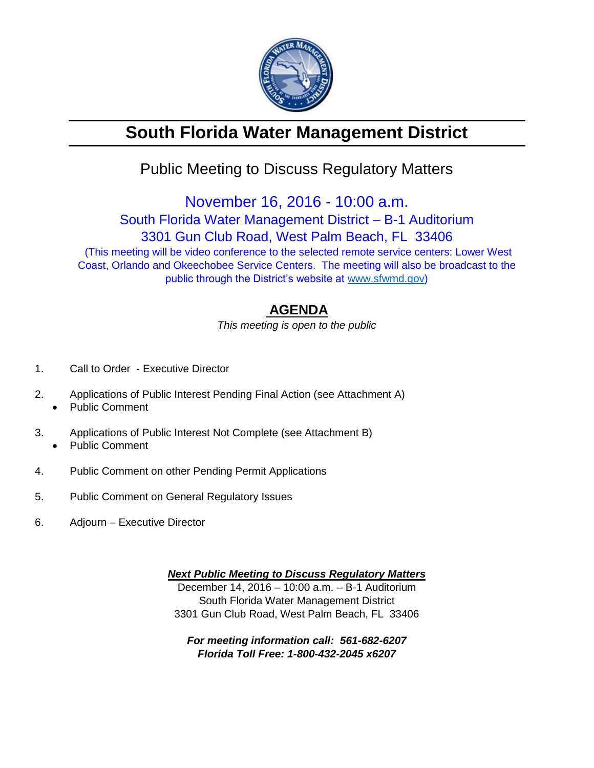# South Florida Water Management District

## Public Meeting to Discuss Regulatory Matters

November 16, 2016 - 10:00 a.m.
South Florida Water Management District – B-1 Auditorium
3301 Gun Club Road, West Palm Beach, FL 33406

(This meeting will be video conference to the selected remote service centers: Lower West Coast, Orlando and Okeechobee Service Centers. The meeting will also be broadcast to the public through the District's website at www.sfwmd.gov)

## AGENDA

*This meeting is open to the public*

1. Call to Order - Executive Director

2. Applications of Public Interest Pending Final Action (see Attachment A)
   - Public Comment

3. Applications of Public Interest Not Complete (see Attachment B)
   - Public Comment

4. Public Comment on other Pending Permit Applications

5. Public Comment on General Regulatory Issues

6. Adjourn – Executive Director

***Next Public Meeting to Discuss Regulatory Matters***

December 14, 2016 – 10:00 a.m. – B-1 Auditorium
South Florida Water Management District
3301 Gun Club Road, West Palm Beach, FL 33406

***For meeting information call: 561-682-6207***
***Florida Toll Free: 1-800-432-2045 x6207***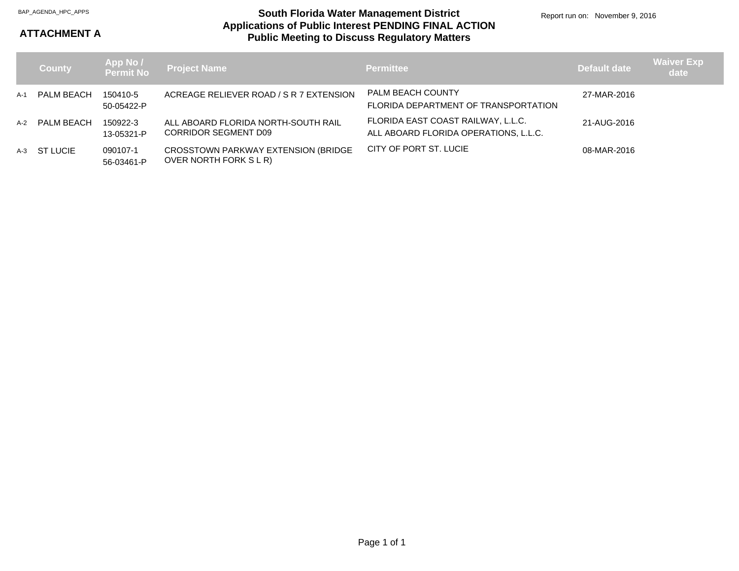BAP_AGENDA_HPC_APPS

**ATTACHMENT A**

# South Florida Water Management District
## Applications of Public Interest PENDING FINAL ACTION
## Public Meeting to Discuss Regulatory Matters

Report run on: November 9, 2016

| | County | App No / Permit No | Project Name | Permittee | Default date | Waiver Exp date |
|---|---|---|---|---|---|---|
| A-1 | PALM BEACH | 150410-5<br>50-05422-P | ACREAGE RELIEVER ROAD / S R 7 EXTENSION | PALM BEACH COUNTY<br>FLORIDA DEPARTMENT OF TRANSPORTATION | 27-MAR-2016 | |
| A-2 | PALM BEACH | 150922-3<br>13-05321-P | ALL ABOARD FLORIDA NORTH-SOUTH RAIL CORRIDOR SEGMENT D09 | FLORIDA EAST COAST RAILWAY, L.L.C.<br>ALL ABOARD FLORIDA OPERATIONS, L.L.C. | 21-AUG-2016 | |
| A-3 | ST LUCIE | 090107-1<br>56-03461-P | CROSSTOWN PARKWAY EXTENSION (BRIDGE OVER NORTH FORK S L R) | CITY OF PORT ST. LUCIE | 08-MAR-2016 | |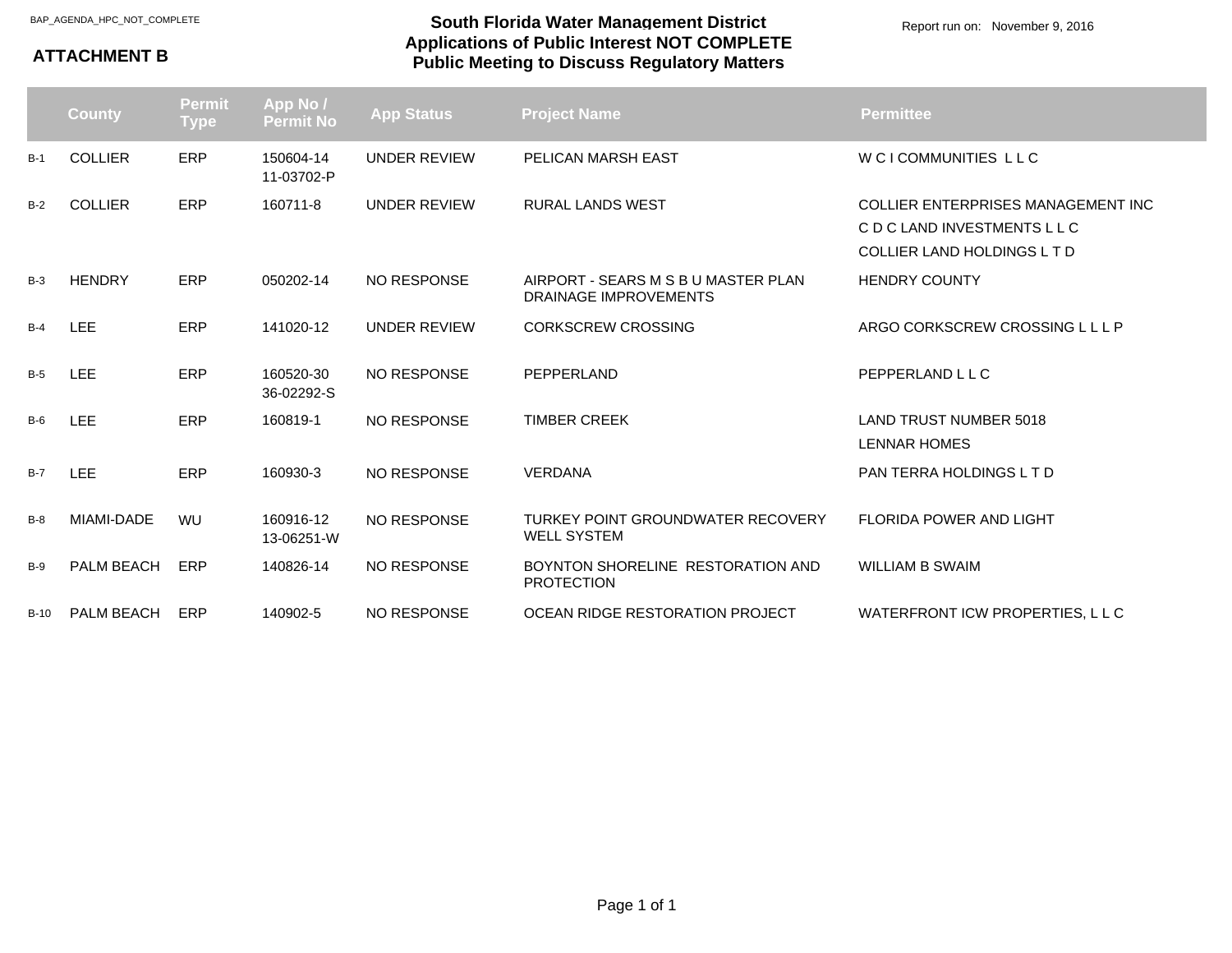BAP_AGENDA_HPC_NOT_COMPLETE

**ATTACHMENT B**

# South Florida Water Management District
## Applications of Public Interest NOT COMPLETE
## Public Meeting to Discuss Regulatory Matters

Report run on: November 9, 2016

| | County | Permit Type | App No / Permit No | App Status | Project Name | Permittee |
|---|---|---|---|---|---|---|
| B-1 | COLLIER | ERP | 150604-14<br>11-03702-P | UNDER REVIEW | PELICAN MARSH EAST | W C I COMMUNITIES L L C |
| B-2 | COLLIER | ERP | 160711-8 | UNDER REVIEW | RURAL LANDS WEST | COLLIER ENTERPRISES MANAGEMENT INC<br>C D C LAND INVESTMENTS L L C<br>COLLIER LAND HOLDINGS L T D |
| B-3 | HENDRY | ERP | 050202-14 | NO RESPONSE | AIRPORT - SEARS M S B U MASTER PLAN DRAINAGE IMPROVEMENTS | HENDRY COUNTY |
| B-4 | LEE | ERP | 141020-12 | UNDER REVIEW | CORKSCREW CROSSING | ARGO CORKSCREW CROSSING L L L P |
| B-5 | LEE | ERP | 160520-30<br>36-02292-S | NO RESPONSE | PEPPERLAND | PEPPERLAND L L C |
| B-6 | LEE | ERP | 160819-1 | NO RESPONSE | TIMBER CREEK | LAND TRUST NUMBER 5018<br>LENNAR HOMES |
| B-7 | LEE | ERP | 160930-3 | NO RESPONSE | VERDANA | PAN TERRA HOLDINGS L T D |
| B-8 | MIAMI-DADE | WU | 160916-12<br>13-06251-W | NO RESPONSE | TURKEY POINT GROUNDWATER RECOVERY WELL SYSTEM | FLORIDA POWER AND LIGHT |
| B-9 | PALM BEACH | ERP | 140826-14 | NO RESPONSE | BOYNTON SHORELINE RESTORATION AND PROTECTION | WILLIAM B SWAIM |
| B-10 | PALM BEACH | ERP | 140902-5 | NO RESPONSE | OCEAN RIDGE RESTORATION PROJECT | WATERFRONT ICW PROPERTIES, L L C |